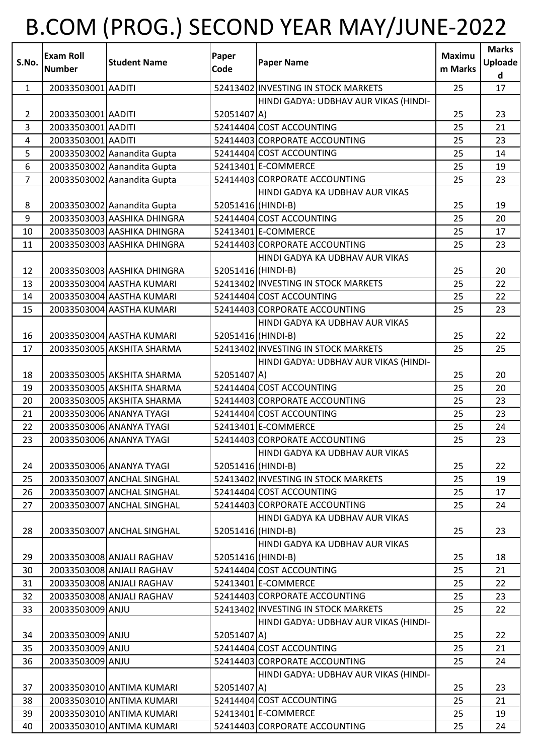# B.COM (PROG.) SECOND YEAR MAY/JUNE-2022

| S.No. | Exam Roll Number | Student Name | Paper Code | Paper Name | Maximum Marks | Marks Uploaded |
|---|---|---|---|---|---|---|
| 1 | 20033503001 | AADITI | 52413402 | INVESTING IN STOCK MARKETS | 25 | 17 |
| 2 | 20033503001 | AADITI | 52051407 | HINDI GADYA: UDBHAV AUR VIKAS (HINDI-A) | 25 | 23 |
| 3 | 20033503001 | AADITI | 52414404 | COST ACCOUNTING | 25 | 21 |
| 4 | 20033503001 | AADITI | 52414403 | CORPORATE ACCOUNTING | 25 | 23 |
| 5 | 20033503002 | Aanandita Gupta | 52414404 | COST ACCOUNTING | 25 | 14 |
| 6 | 20033503002 | Aanandita Gupta | 52413401 | E-COMMERCE | 25 | 19 |
| 7 | 20033503002 | Aanandita Gupta | 52414403 | CORPORATE ACCOUNTING | 25 | 23 |
| 8 | 20033503002 | Aanandita Gupta | 52051416 | HINDI GADYA KA UDBHAV AUR VIKAS (HINDI-B) | 25 | 19 |
| 9 | 20033503003 | AASHIKA DHINGRA | 52414404 | COST ACCOUNTING | 25 | 20 |
| 10 | 20033503003 | AASHIKA DHINGRA | 52413401 | E-COMMERCE | 25 | 17 |
| 11 | 20033503003 | AASHIKA DHINGRA | 52414403 | CORPORATE ACCOUNTING | 25 | 23 |
| 12 | 20033503003 | AASHIKA DHINGRA | 52051416 | HINDI GADYA KA UDBHAV AUR VIKAS (HINDI-B) | 25 | 20 |
| 13 | 20033503004 | AASTHA KUMARI | 52413402 | INVESTING IN STOCK MARKETS | 25 | 22 |
| 14 | 20033503004 | AASTHA KUMARI | 52414404 | COST ACCOUNTING | 25 | 22 |
| 15 | 20033503004 | AASTHA KUMARI | 52414403 | CORPORATE ACCOUNTING | 25 | 23 |
| 16 | 20033503004 | AASTHA KUMARI | 52051416 | HINDI GADYA KA UDBHAV AUR VIKAS (HINDI-B) | 25 | 22 |
| 17 | 20033503005 | AKSHITA SHARMA | 52413402 | INVESTING IN STOCK MARKETS | 25 | 25 |
| 18 | 20033503005 | AKSHITA SHARMA | 52051407 | HINDI GADYA: UDBHAV AUR VIKAS (HINDI-A) | 25 | 20 |
| 19 | 20033503005 | AKSHITA SHARMA | 52414404 | COST ACCOUNTING | 25 | 20 |
| 20 | 20033503005 | AKSHITA SHARMA | 52414403 | CORPORATE ACCOUNTING | 25 | 23 |
| 21 | 20033503006 | ANANYA TYAGI | 52414404 | COST ACCOUNTING | 25 | 23 |
| 22 | 20033503006 | ANANYA TYAGI | 52413401 | E-COMMERCE | 25 | 24 |
| 23 | 20033503006 | ANANYA TYAGI | 52414403 | CORPORATE ACCOUNTING | 25 | 23 |
| 24 | 20033503006 | ANANYA TYAGI | 52051416 | HINDI GADYA KA UDBHAV AUR VIKAS (HINDI-B) | 25 | 22 |
| 25 | 20033503007 | ANCHAL SINGHAL | 52413402 | INVESTING IN STOCK MARKETS | 25 | 19 |
| 26 | 20033503007 | ANCHAL SINGHAL | 52414404 | COST ACCOUNTING | 25 | 17 |
| 27 | 20033503007 | ANCHAL SINGHAL | 52414403 | CORPORATE ACCOUNTING | 25 | 24 |
| 28 | 20033503007 | ANCHAL SINGHAL | 52051416 | HINDI GADYA KA UDBHAV AUR VIKAS (HINDI-B) | 25 | 23 |
| 29 | 20033503008 | ANJALI RAGHAV | 52051416 | HINDI GADYA KA UDBHAV AUR VIKAS (HINDI-B) | 25 | 18 |
| 30 | 20033503008 | ANJALI RAGHAV | 52414404 | COST ACCOUNTING | 25 | 21 |
| 31 | 20033503008 | ANJALI RAGHAV | 52413401 | E-COMMERCE | 25 | 22 |
| 32 | 20033503008 | ANJALI RAGHAV | 52414403 | CORPORATE ACCOUNTING | 25 | 23 |
| 33 | 20033503009 | ANJU | 52413402 | INVESTING IN STOCK MARKETS | 25 | 22 |
| 34 | 20033503009 | ANJU | 52051407 | HINDI GADYA: UDBHAV AUR VIKAS (HINDI-A) | 25 | 22 |
| 35 | 20033503009 | ANJU | 52414404 | COST ACCOUNTING | 25 | 21 |
| 36 | 20033503009 | ANJU | 52414403 | CORPORATE ACCOUNTING | 25 | 24 |
| 37 | 20033503010 | ANTIMA KUMARI | 52051407 | HINDI GADYA: UDBHAV AUR VIKAS (HINDI-A) | 25 | 23 |
| 38 | 20033503010 | ANTIMA KUMARI | 52414404 | COST ACCOUNTING | 25 | 21 |
| 39 | 20033503010 | ANTIMA KUMARI | 52413401 | E-COMMERCE | 25 | 19 |
| 40 | 20033503010 | ANTIMA KUMARI | 52414403 | CORPORATE ACCOUNTING | 25 | 24 |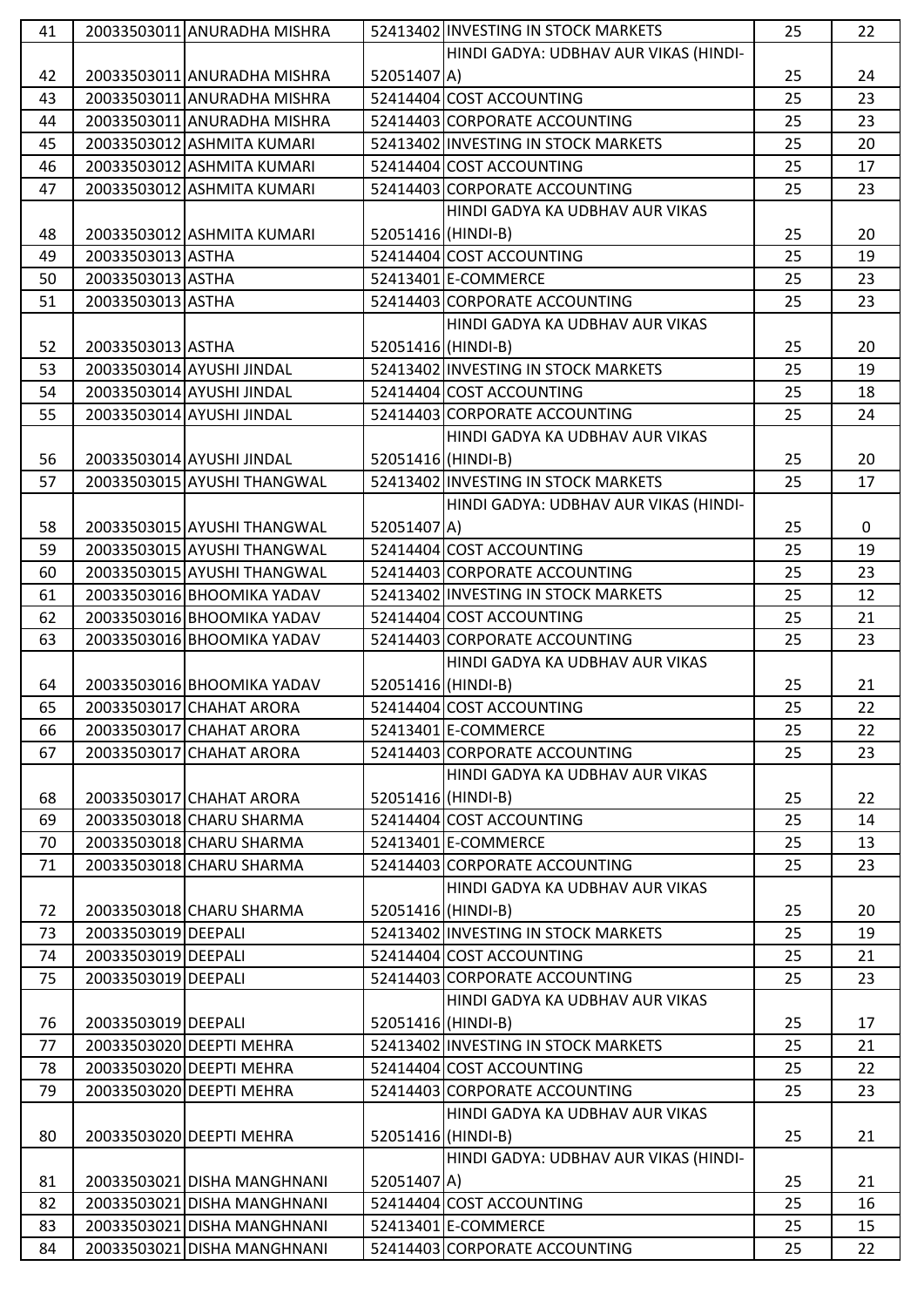| 41 | 20033503011 | ANURADHA MISHRA | 52413402 | INVESTING IN STOCK MARKETS | 25 | 22 |
|---|---|---|---|---|---|---|
| 42 | 20033503011 | ANURADHA MISHRA | 52051407 | HINDI GADYA: UDBHAV AUR VIKAS (HINDI-A) | 25 | 24 |
| 43 | 20033503011 | ANURADHA MISHRA | 52414404 | COST ACCOUNTING | 25 | 23 |
| 44 | 20033503011 | ANURADHA MISHRA | 52414403 | CORPORATE ACCOUNTING | 25 | 23 |
| 45 | 20033503012 | ASHMITA KUMARI | 52413402 | INVESTING IN STOCK MARKETS | 25 | 20 |
| 46 | 20033503012 | ASHMITA KUMARI | 52414404 | COST ACCOUNTING | 25 | 17 |
| 47 | 20033503012 | ASHMITA KUMARI | 52414403 | CORPORATE ACCOUNTING | 25 | 23 |
| 48 | 20033503012 | ASHMITA KUMARI | 52051416 | HINDI GADYA KA UDBHAV AUR VIKAS (HINDI-B) | 25 | 20 |
| 49 | 20033503013 | ASTHA | 52414404 | COST ACCOUNTING | 25 | 19 |
| 50 | 20033503013 | ASTHA | 52413401 | E-COMMERCE | 25 | 23 |
| 51 | 20033503013 | ASTHA | 52414403 | CORPORATE ACCOUNTING | 25 | 23 |
| 52 | 20033503013 | ASTHA | 52051416 | HINDI GADYA KA UDBHAV AUR VIKAS (HINDI-B) | 25 | 20 |
| 53 | 20033503014 | AYUSHI JINDAL | 52413402 | INVESTING IN STOCK MARKETS | 25 | 19 |
| 54 | 20033503014 | AYUSHI JINDAL | 52414404 | COST ACCOUNTING | 25 | 18 |
| 55 | 20033503014 | AYUSHI JINDAL | 52414403 | CORPORATE ACCOUNTING | 25 | 24 |
| 56 | 20033503014 | AYUSHI JINDAL | 52051416 | HINDI GADYA KA UDBHAV AUR VIKAS (HINDI-B) | 25 | 20 |
| 57 | 20033503015 | AYUSHI THANGWAL | 52413402 | INVESTING IN STOCK MARKETS | 25 | 17 |
| 58 | 20033503015 | AYUSHI THANGWAL | 52051407 | HINDI GADYA: UDBHAV AUR VIKAS (HINDI-A) | 25 | 0 |
| 59 | 20033503015 | AYUSHI THANGWAL | 52414404 | COST ACCOUNTING | 25 | 19 |
| 60 | 20033503015 | AYUSHI THANGWAL | 52414403 | CORPORATE ACCOUNTING | 25 | 23 |
| 61 | 20033503016 | BHOOMIKA YADAV | 52413402 | INVESTING IN STOCK MARKETS | 25 | 12 |
| 62 | 20033503016 | BHOOMIKA YADAV | 52414404 | COST ACCOUNTING | 25 | 21 |
| 63 | 20033503016 | BHOOMIKA YADAV | 52414403 | CORPORATE ACCOUNTING | 25 | 23 |
| 64 | 20033503016 | BHOOMIKA YADAV | 52051416 | HINDI GADYA KA UDBHAV AUR VIKAS (HINDI-B) | 25 | 21 |
| 65 | 20033503017 | CHAHAT ARORA | 52414404 | COST ACCOUNTING | 25 | 22 |
| 66 | 20033503017 | CHAHAT ARORA | 52413401 | E-COMMERCE | 25 | 22 |
| 67 | 20033503017 | CHAHAT ARORA | 52414403 | CORPORATE ACCOUNTING | 25 | 23 |
| 68 | 20033503017 | CHAHAT ARORA | 52051416 | HINDI GADYA KA UDBHAV AUR VIKAS (HINDI-B) | 25 | 22 |
| 69 | 20033503018 | CHARU SHARMA | 52414404 | COST ACCOUNTING | 25 | 14 |
| 70 | 20033503018 | CHARU SHARMA | 52413401 | E-COMMERCE | 25 | 13 |
| 71 | 20033503018 | CHARU SHARMA | 52414403 | CORPORATE ACCOUNTING | 25 | 23 |
| 72 | 20033503018 | CHARU SHARMA | 52051416 | HINDI GADYA KA UDBHAV AUR VIKAS (HINDI-B) | 25 | 20 |
| 73 | 20033503019 | DEEPALI | 52413402 | INVESTING IN STOCK MARKETS | 25 | 19 |
| 74 | 20033503019 | DEEPALI | 52414404 | COST ACCOUNTING | 25 | 21 |
| 75 | 20033503019 | DEEPALI | 52414403 | CORPORATE ACCOUNTING | 25 | 23 |
| 76 | 20033503019 | DEEPALI | 52051416 | HINDI GADYA KA UDBHAV AUR VIKAS (HINDI-B) | 25 | 17 |
| 77 | 20033503020 | DEEPTI MEHRA | 52413402 | INVESTING IN STOCK MARKETS | 25 | 21 |
| 78 | 20033503020 | DEEPTI MEHRA | 52414404 | COST ACCOUNTING | 25 | 22 |
| 79 | 20033503020 | DEEPTI MEHRA | 52414403 | CORPORATE ACCOUNTING | 25 | 23 |
| 80 | 20033503020 | DEEPTI MEHRA | 52051416 | HINDI GADYA KA UDBHAV AUR VIKAS (HINDI-B) | 25 | 21 |
| 81 | 20033503021 | DISHA MANGHNANI | 52051407 | HINDI GADYA: UDBHAV AUR VIKAS (HINDI-A) | 25 | 21 |
| 82 | 20033503021 | DISHA MANGHNANI | 52414404 | COST ACCOUNTING | 25 | 16 |
| 83 | 20033503021 | DISHA MANGHNANI | 52413401 | E-COMMERCE | 25 | 15 |
| 84 | 20033503021 | DISHA MANGHNANI | 52414403 | CORPORATE ACCOUNTING | 25 | 22 |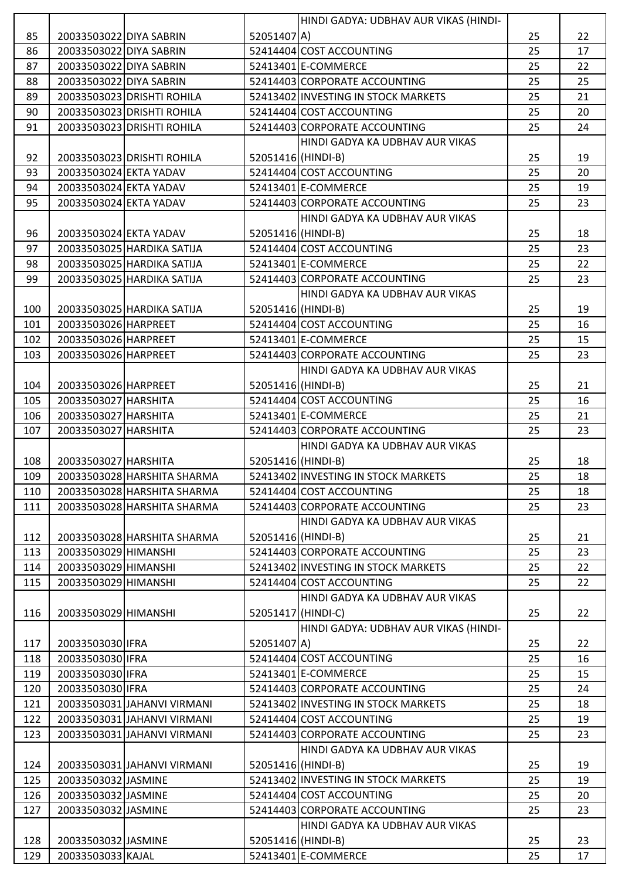| | | | | | | |
|---|---|---|---|---|---|---|
| 85 | 20033503022 | DIYA SABRIN | 52051407 | HINDI GADYA: UDBHAV AUR VIKAS (HINDI-A) | 25 | 22 |
| 86 | 20033503022 | DIYA SABRIN | 52414404 | COST ACCOUNTING | 25 | 17 |
| 87 | 20033503022 | DIYA SABRIN | 52413401 | E-COMMERCE | 25 | 22 |
| 88 | 20033503022 | DIYA SABRIN | 52414403 | CORPORATE ACCOUNTING | 25 | 25 |
| 89 | 20033503023 | DRISHTI ROHILA | 52413402 | INVESTING IN STOCK MARKETS | 25 | 21 |
| 90 | 20033503023 | DRISHTI ROHILA | 52414404 | COST ACCOUNTING | 25 | 20 |
| 91 | 20033503023 | DRISHTI ROHILA | 52414403 | CORPORATE ACCOUNTING | 25 | 24 |
| 92 | 20033503023 | DRISHTI ROHILA | 52051416 | HINDI GADYA KA UDBHAV AUR VIKAS (HINDI-B) | 25 | 19 |
| 93 | 20033503024 | EKTA YADAV | 52414404 | COST ACCOUNTING | 25 | 20 |
| 94 | 20033503024 | EKTA YADAV | 52413401 | E-COMMERCE | 25 | 19 |
| 95 | 20033503024 | EKTA YADAV | 52414403 | CORPORATE ACCOUNTING | 25 | 23 |
| 96 | 20033503024 | EKTA YADAV | 52051416 | HINDI GADYA KA UDBHAV AUR VIKAS (HINDI-B) | 25 | 18 |
| 97 | 20033503025 | HARDIKA SATIJA | 52414404 | COST ACCOUNTING | 25 | 23 |
| 98 | 20033503025 | HARDIKA SATIJA | 52413401 | E-COMMERCE | 25 | 22 |
| 99 | 20033503025 | HARDIKA SATIJA | 52414403 | CORPORATE ACCOUNTING | 25 | 23 |
| 100 | 20033503025 | HARDIKA SATIJA | 52051416 | HINDI GADYA KA UDBHAV AUR VIKAS (HINDI-B) | 25 | 19 |
| 101 | 20033503026 | HARPREET | 52414404 | COST ACCOUNTING | 25 | 16 |
| 102 | 20033503026 | HARPREET | 52413401 | E-COMMERCE | 25 | 15 |
| 103 | 20033503026 | HARPREET | 52414403 | CORPORATE ACCOUNTING | 25 | 23 |
| 104 | 20033503026 | HARPREET | 52051416 | HINDI GADYA KA UDBHAV AUR VIKAS (HINDI-B) | 25 | 21 |
| 105 | 20033503027 | HARSHITA | 52414404 | COST ACCOUNTING | 25 | 16 |
| 106 | 20033503027 | HARSHITA | 52413401 | E-COMMERCE | 25 | 21 |
| 107 | 20033503027 | HARSHITA | 52414403 | CORPORATE ACCOUNTING | 25 | 23 |
| 108 | 20033503027 | HARSHITA | 52051416 | HINDI GADYA KA UDBHAV AUR VIKAS (HINDI-B) | 25 | 18 |
| 109 | 20033503028 | HARSHITA SHARMA | 52413402 | INVESTING IN STOCK MARKETS | 25 | 18 |
| 110 | 20033503028 | HARSHITA SHARMA | 52414404 | COST ACCOUNTING | 25 | 18 |
| 111 | 20033503028 | HARSHITA SHARMA | 52414403 | CORPORATE ACCOUNTING | 25 | 23 |
| 112 | 20033503028 | HARSHITA SHARMA | 52051416 | HINDI GADYA KA UDBHAV AUR VIKAS (HINDI-B) | 25 | 21 |
| 113 | 20033503029 | HIMANSHI | 52414403 | CORPORATE ACCOUNTING | 25 | 23 |
| 114 | 20033503029 | HIMANSHI | 52413402 | INVESTING IN STOCK MARKETS | 25 | 22 |
| 115 | 20033503029 | HIMANSHI | 52414404 | COST ACCOUNTING | 25 | 22 |
| 116 | 20033503029 | HIMANSHI | 52051417 | HINDI GADYA KA UDBHAV AUR VIKAS (HINDI-C) | 25 | 22 |
| 117 | 20033503030 | IFRA | 52051407 | HINDI GADYA: UDBHAV AUR VIKAS (HINDI-A) | 25 | 22 |
| 118 | 20033503030 | IFRA | 52414404 | COST ACCOUNTING | 25 | 16 |
| 119 | 20033503030 | IFRA | 52413401 | E-COMMERCE | 25 | 15 |
| 120 | 20033503030 | IFRA | 52414403 | CORPORATE ACCOUNTING | 25 | 24 |
| 121 | 20033503031 | JAHANVI VIRMANI | 52413402 | INVESTING IN STOCK MARKETS | 25 | 18 |
| 122 | 20033503031 | JAHANVI VIRMANI | 52414404 | COST ACCOUNTING | 25 | 19 |
| 123 | 20033503031 | JAHANVI VIRMANI | 52414403 | CORPORATE ACCOUNTING | 25 | 23 |
| 124 | 20033503031 | JAHANVI VIRMANI | 52051416 | HINDI GADYA KA UDBHAV AUR VIKAS (HINDI-B) | 25 | 19 |
| 125 | 20033503032 | JASMINE | 52413402 | INVESTING IN STOCK MARKETS | 25 | 19 |
| 126 | 20033503032 | JASMINE | 52414404 | COST ACCOUNTING | 25 | 20 |
| 127 | 20033503032 | JASMINE | 52414403 | CORPORATE ACCOUNTING | 25 | 23 |
| 128 | 20033503032 | JASMINE | 52051416 | HINDI GADYA KA UDBHAV AUR VIKAS (HINDI-B) | 25 | 23 |
| 129 | 20033503033 | KAJAL | 52413401 | E-COMMERCE | 25 | 17 |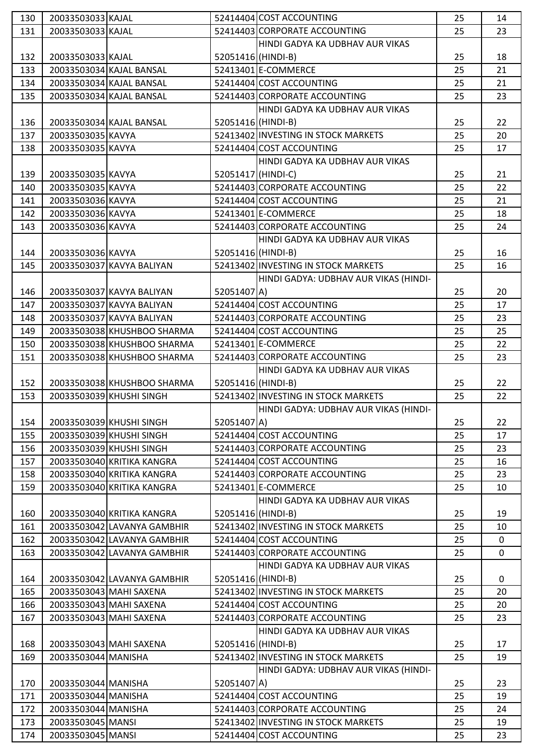| 130 | 20033503033 | KAJAL | 52414404 | COST ACCOUNTING | 25 | 14 |
|---|---|---|---|---|---|---|
| 131 | 20033503033 | KAJAL | 52414403 | CORPORATE ACCOUNTING | 25 | 23 |
| 132 | 20033503033 | KAJAL | 52051416 | HINDI GADYA KA UDBHAV AUR VIKAS (HINDI-B) | 25 | 18 |
| 133 | 20033503034 | KAJAL BANSAL | 52413401 | E-COMMERCE | 25 | 21 |
| 134 | 20033503034 | KAJAL BANSAL | 52414404 | COST ACCOUNTING | 25 | 21 |
| 135 | 20033503034 | KAJAL BANSAL | 52414403 | CORPORATE ACCOUNTING | 25 | 23 |
| 136 | 20033503034 | KAJAL BANSAL | 52051416 | HINDI GADYA KA UDBHAV AUR VIKAS (HINDI-B) | 25 | 22 |
| 137 | 20033503035 | KAVYA | 52413402 | INVESTING IN STOCK MARKETS | 25 | 20 |
| 138 | 20033503035 | KAVYA | 52414404 | COST ACCOUNTING | 25 | 17 |
| 139 | 20033503035 | KAVYA | 52051417 | HINDI GADYA KA UDBHAV AUR VIKAS (HINDI-C) | 25 | 21 |
| 140 | 20033503035 | KAVYA | 52414403 | CORPORATE ACCOUNTING | 25 | 22 |
| 141 | 20033503036 | KAVYA | 52414404 | COST ACCOUNTING | 25 | 21 |
| 142 | 20033503036 | KAVYA | 52413401 | E-COMMERCE | 25 | 18 |
| 143 | 20033503036 | KAVYA | 52414403 | CORPORATE ACCOUNTING | 25 | 24 |
| 144 | 20033503036 | KAVYA | 52051416 | HINDI GADYA KA UDBHAV AUR VIKAS (HINDI-B) | 25 | 16 |
| 145 | 20033503037 | KAVYA BALIYAN | 52413402 | INVESTING IN STOCK MARKETS | 25 | 16 |
| 146 | 20033503037 | KAVYA BALIYAN | 52051407 | HINDI GADYA: UDBHAV AUR VIKAS (HINDI-A) | 25 | 20 |
| 147 | 20033503037 | KAVYA BALIYAN | 52414404 | COST ACCOUNTING | 25 | 17 |
| 148 | 20033503037 | KAVYA BALIYAN | 52414403 | CORPORATE ACCOUNTING | 25 | 23 |
| 149 | 20033503038 | KHUSHBOO SHARMA | 52414404 | COST ACCOUNTING | 25 | 25 |
| 150 | 20033503038 | KHUSHBOO SHARMA | 52413401 | E-COMMERCE | 25 | 22 |
| 151 | 20033503038 | KHUSHBOO SHARMA | 52414403 | CORPORATE ACCOUNTING | 25 | 23 |
| 152 | 20033503038 | KHUSHBOO SHARMA | 52051416 | HINDI GADYA KA UDBHAV AUR VIKAS (HINDI-B) | 25 | 22 |
| 153 | 20033503039 | KHUSHI SINGH | 52413402 | INVESTING IN STOCK MARKETS | 25 | 22 |
| 154 | 20033503039 | KHUSHI SINGH | 52051407 | HINDI GADYA: UDBHAV AUR VIKAS (HINDI-A) | 25 | 22 |
| 155 | 20033503039 | KHUSHI SINGH | 52414404 | COST ACCOUNTING | 25 | 17 |
| 156 | 20033503039 | KHUSHI SINGH | 52414403 | CORPORATE ACCOUNTING | 25 | 23 |
| 157 | 20033503040 | KRITIKA KANGRA | 52414404 | COST ACCOUNTING | 25 | 16 |
| 158 | 20033503040 | KRITIKA KANGRA | 52414403 | CORPORATE ACCOUNTING | 25 | 23 |
| 159 | 20033503040 | KRITIKA KANGRA | 52413401 | E-COMMERCE | 25 | 10 |
| 160 | 20033503040 | KRITIKA KANGRA | 52051416 | HINDI GADYA KA UDBHAV AUR VIKAS (HINDI-B) | 25 | 19 |
| 161 | 20033503042 | LAVANYA GAMBHIR | 52413402 | INVESTING IN STOCK MARKETS | 25 | 10 |
| 162 | 20033503042 | LAVANYA GAMBHIR | 52414404 | COST ACCOUNTING | 25 | 0 |
| 163 | 20033503042 | LAVANYA GAMBHIR | 52414403 | CORPORATE ACCOUNTING | 25 | 0 |
| 164 | 20033503042 | LAVANYA GAMBHIR | 52051416 | HINDI GADYA KA UDBHAV AUR VIKAS (HINDI-B) | 25 | 0 |
| 165 | 20033503043 | MAHI SAXENA | 52413402 | INVESTING IN STOCK MARKETS | 25 | 20 |
| 166 | 20033503043 | MAHI SAXENA | 52414404 | COST ACCOUNTING | 25 | 20 |
| 167 | 20033503043 | MAHI SAXENA | 52414403 | CORPORATE ACCOUNTING | 25 | 23 |
| 168 | 20033503043 | MAHI SAXENA | 52051416 | HINDI GADYA KA UDBHAV AUR VIKAS (HINDI-B) | 25 | 17 |
| 169 | 20033503044 | MANISHA | 52413402 | INVESTING IN STOCK MARKETS | 25 | 19 |
| 170 | 20033503044 | MANISHA | 52051407 | HINDI GADYA: UDBHAV AUR VIKAS (HINDI-A) | 25 | 23 |
| 171 | 20033503044 | MANISHA | 52414404 | COST ACCOUNTING | 25 | 19 |
| 172 | 20033503044 | MANISHA | 52414403 | CORPORATE ACCOUNTING | 25 | 24 |
| 173 | 20033503045 | MANSI | 52413402 | INVESTING IN STOCK MARKETS | 25 | 19 |
| 174 | 20033503045 | MANSI | 52414404 | COST ACCOUNTING | 25 | 23 |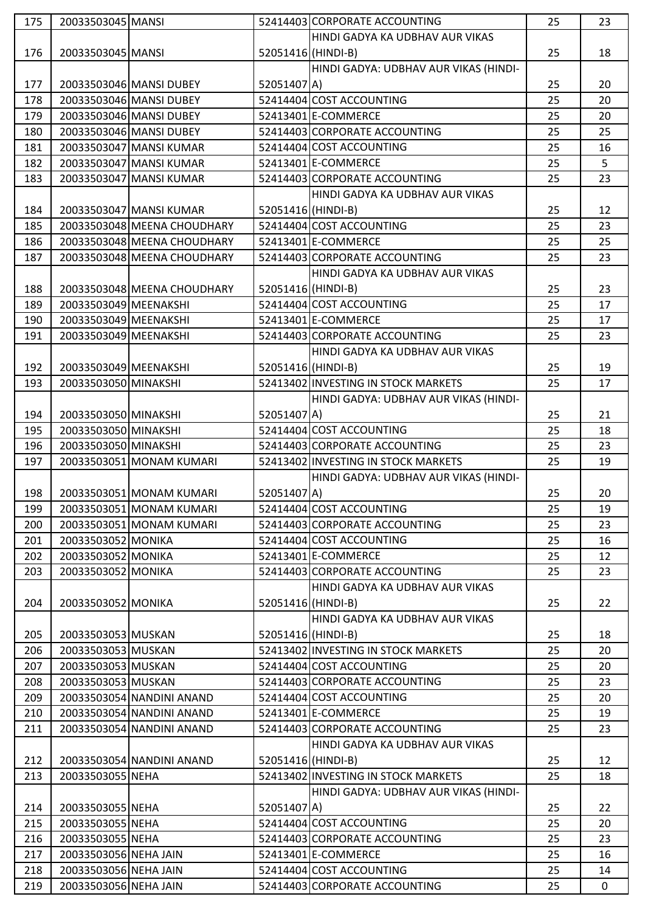| 175 | 20033503045 | MANSI | 52414403 | CORPORATE ACCOUNTING | 25 | 23 |
|---|---|---|---|---|---|---|
| 176 | 20033503045 | MANSI | 52051416 | HINDI GADYA KA UDBHAV AUR VIKAS (HINDI-B) | 25 | 18 |
| 177 | 20033503046 | MANSI DUBEY | 52051407 | HINDI GADYA: UDBHAV AUR VIKAS (HINDI-A) | 25 | 20 |
| 178 | 20033503046 | MANSI DUBEY | 52414404 | COST ACCOUNTING | 25 | 20 |
| 179 | 20033503046 | MANSI DUBEY | 52413401 | E-COMMERCE | 25 | 20 |
| 180 | 20033503046 | MANSI DUBEY | 52414403 | CORPORATE ACCOUNTING | 25 | 25 |
| 181 | 20033503047 | MANSI KUMAR | 52414404 | COST ACCOUNTING | 25 | 16 |
| 182 | 20033503047 | MANSI KUMAR | 52413401 | E-COMMERCE | 25 | 5 |
| 183 | 20033503047 | MANSI KUMAR | 52414403 | CORPORATE ACCOUNTING | 25 | 23 |
| 184 | 20033503047 | MANSI KUMAR | 52051416 | HINDI GADYA KA UDBHAV AUR VIKAS (HINDI-B) | 25 | 12 |
| 185 | 20033503048 | MEENA CHOUDHARY | 52414404 | COST ACCOUNTING | 25 | 23 |
| 186 | 20033503048 | MEENA CHOUDHARY | 52413401 | E-COMMERCE | 25 | 25 |
| 187 | 20033503048 | MEENA CHOUDHARY | 52414403 | CORPORATE ACCOUNTING | 25 | 23 |
| 188 | 20033503048 | MEENA CHOUDHARY | 52051416 | HINDI GADYA KA UDBHAV AUR VIKAS (HINDI-B) | 25 | 23 |
| 189 | 20033503049 | MEENAKSHI | 52414404 | COST ACCOUNTING | 25 | 17 |
| 190 | 20033503049 | MEENAKSHI | 52413401 | E-COMMERCE | 25 | 17 |
| 191 | 20033503049 | MEENAKSHI | 52414403 | CORPORATE ACCOUNTING | 25 | 23 |
| 192 | 20033503049 | MEENAKSHI | 52051416 | HINDI GADYA KA UDBHAV AUR VIKAS (HINDI-B) | 25 | 19 |
| 193 | 20033503050 | MINAKSHI | 52413402 | INVESTING IN STOCK MARKETS | 25 | 17 |
| 194 | 20033503050 | MINAKSHI | 52051407 | HINDI GADYA: UDBHAV AUR VIKAS (HINDI-A) | 25 | 21 |
| 195 | 20033503050 | MINAKSHI | 52414404 | COST ACCOUNTING | 25 | 18 |
| 196 | 20033503050 | MINAKSHI | 52414403 | CORPORATE ACCOUNTING | 25 | 23 |
| 197 | 20033503051 | MONAM KUMARI | 52413402 | INVESTING IN STOCK MARKETS | 25 | 19 |
| 198 | 20033503051 | MONAM KUMARI | 52051407 | HINDI GADYA: UDBHAV AUR VIKAS (HINDI-A) | 25 | 20 |
| 199 | 20033503051 | MONAM KUMARI | 52414404 | COST ACCOUNTING | 25 | 19 |
| 200 | 20033503051 | MONAM KUMARI | 52414403 | CORPORATE ACCOUNTING | 25 | 23 |
| 201 | 20033503052 | MONIKA | 52414404 | COST ACCOUNTING | 25 | 16 |
| 202 | 20033503052 | MONIKA | 52413401 | E-COMMERCE | 25 | 12 |
| 203 | 20033503052 | MONIKA | 52414403 | CORPORATE ACCOUNTING | 25 | 23 |
| 204 | 20033503052 | MONIKA | 52051416 | HINDI GADYA KA UDBHAV AUR VIKAS (HINDI-B) | 25 | 22 |
| 205 | 20033503053 | MUSKAN | 52051416 | HINDI GADYA KA UDBHAV AUR VIKAS (HINDI-B) | 25 | 18 |
| 206 | 20033503053 | MUSKAN | 52413402 | INVESTING IN STOCK MARKETS | 25 | 20 |
| 207 | 20033503053 | MUSKAN | 52414404 | COST ACCOUNTING | 25 | 20 |
| 208 | 20033503053 | MUSKAN | 52414403 | CORPORATE ACCOUNTING | 25 | 23 |
| 209 | 20033503054 | NANDINI ANAND | 52414404 | COST ACCOUNTING | 25 | 20 |
| 210 | 20033503054 | NANDINI ANAND | 52413401 | E-COMMERCE | 25 | 19 |
| 211 | 20033503054 | NANDINI ANAND | 52414403 | CORPORATE ACCOUNTING | 25 | 23 |
| 212 | 20033503054 | NANDINI ANAND | 52051416 | HINDI GADYA KA UDBHAV AUR VIKAS (HINDI-B) | 25 | 12 |
| 213 | 20033503055 | NEHA | 52413402 | INVESTING IN STOCK MARKETS | 25 | 18 |
| 214 | 20033503055 | NEHA | 52051407 | HINDI GADYA: UDBHAV AUR VIKAS (HINDI-A) | 25 | 22 |
| 215 | 20033503055 | NEHA | 52414404 | COST ACCOUNTING | 25 | 20 |
| 216 | 20033503055 | NEHA | 52414403 | CORPORATE ACCOUNTING | 25 | 23 |
| 217 | 20033503056 | NEHA JAIN | 52413401 | E-COMMERCE | 25 | 16 |
| 218 | 20033503056 | NEHA JAIN | 52414404 | COST ACCOUNTING | 25 | 14 |
| 219 | 20033503056 | NEHA JAIN | 52414403 | CORPORATE ACCOUNTING | 25 | 0 |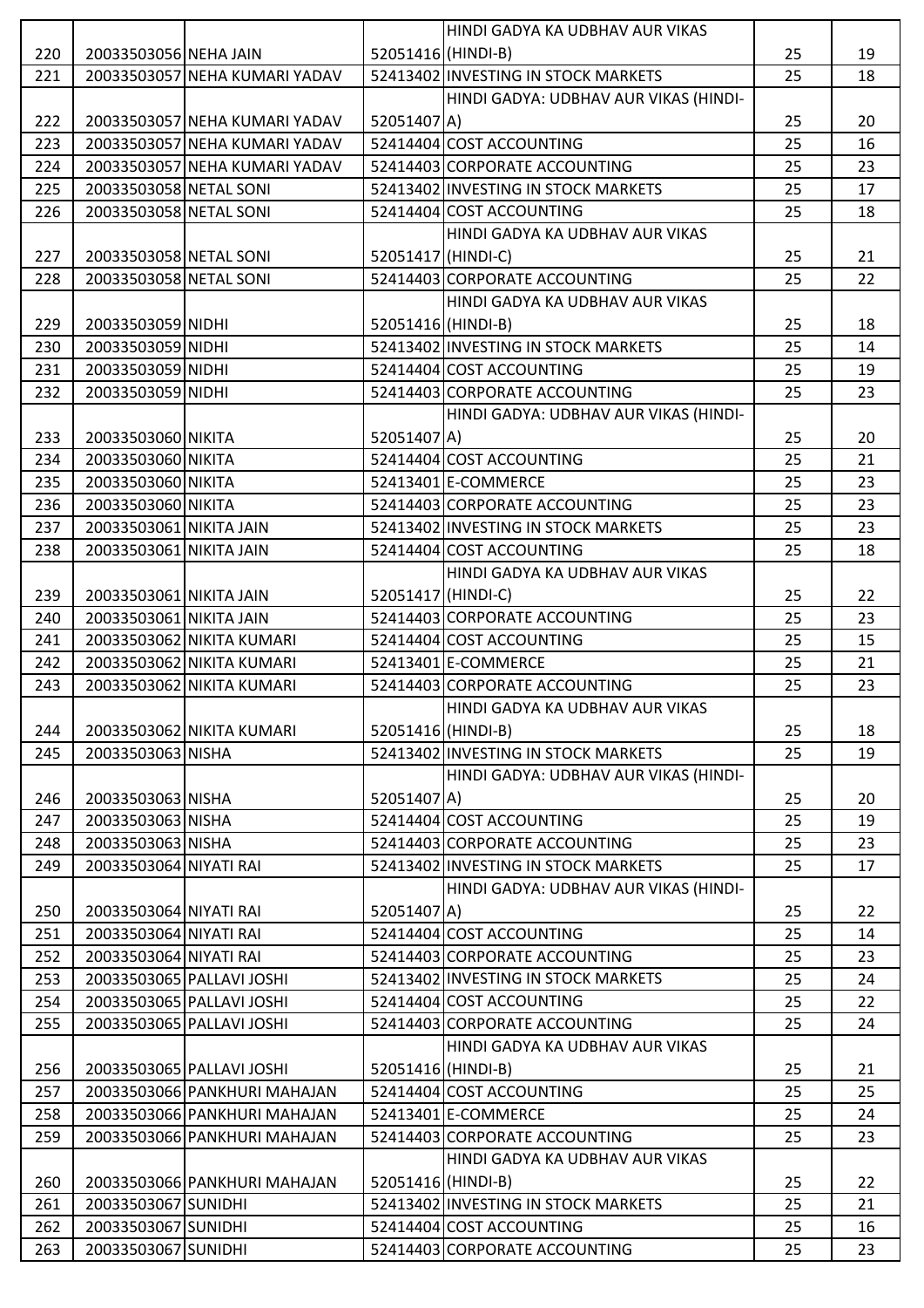| 220 | 20033503056 | NEHA JAIN | 52051416 | HINDI GADYA KA UDBHAV AUR VIKAS (HINDI-B) | 25 | 19 |
|---|---|---|---|---|---|---|
| 221 | 20033503057 | NEHA KUMARI YADAV | 52413402 | INVESTING IN STOCK MARKETS | 25 | 18 |
| 222 | 20033503057 | NEHA KUMARI YADAV | 52051407 | HINDI GADYA: UDBHAV AUR VIKAS (HINDI-A) | 25 | 20 |
| 223 | 20033503057 | NEHA KUMARI YADAV | 52414404 | COST ACCOUNTING | 25 | 16 |
| 224 | 20033503057 | NEHA KUMARI YADAV | 52414403 | CORPORATE ACCOUNTING | 25 | 23 |
| 225 | 20033503058 | NETAL SONI | 52413402 | INVESTING IN STOCK MARKETS | 25 | 17 |
| 226 | 20033503058 | NETAL SONI | 52414404 | COST ACCOUNTING | 25 | 18 |
| 227 | 20033503058 | NETAL SONI | 52051417 | HINDI GADYA KA UDBHAV AUR VIKAS (HINDI-C) | 25 | 21 |
| 228 | 20033503058 | NETAL SONI | 52414403 | CORPORATE ACCOUNTING | 25 | 22 |
| 229 | 20033503059 | NIDHI | 52051416 | HINDI GADYA KA UDBHAV AUR VIKAS (HINDI-B) | 25 | 18 |
| 230 | 20033503059 | NIDHI | 52413402 | INVESTING IN STOCK MARKETS | 25 | 14 |
| 231 | 20033503059 | NIDHI | 52414404 | COST ACCOUNTING | 25 | 19 |
| 232 | 20033503059 | NIDHI | 52414403 | CORPORATE ACCOUNTING | 25 | 23 |
| 233 | 20033503060 | NIKITA | 52051407 | HINDI GADYA: UDBHAV AUR VIKAS (HINDI-A) | 25 | 20 |
| 234 | 20033503060 | NIKITA | 52414404 | COST ACCOUNTING | 25 | 21 |
| 235 | 20033503060 | NIKITA | 52413401 | E-COMMERCE | 25 | 23 |
| 236 | 20033503060 | NIKITA | 52414403 | CORPORATE ACCOUNTING | 25 | 23 |
| 237 | 20033503061 | NIKITA JAIN | 52413402 | INVESTING IN STOCK MARKETS | 25 | 23 |
| 238 | 20033503061 | NIKITA JAIN | 52414404 | COST ACCOUNTING | 25 | 18 |
| 239 | 20033503061 | NIKITA JAIN | 52051417 | HINDI GADYA KA UDBHAV AUR VIKAS (HINDI-C) | 25 | 22 |
| 240 | 20033503061 | NIKITA JAIN | 52414403 | CORPORATE ACCOUNTING | 25 | 23 |
| 241 | 20033503062 | NIKITA KUMARI | 52414404 | COST ACCOUNTING | 25 | 15 |
| 242 | 20033503062 | NIKITA KUMARI | 52413401 | E-COMMERCE | 25 | 21 |
| 243 | 20033503062 | NIKITA KUMARI | 52414403 | CORPORATE ACCOUNTING | 25 | 23 |
| 244 | 20033503062 | NIKITA KUMARI | 52051416 | HINDI GADYA KA UDBHAV AUR VIKAS (HINDI-B) | 25 | 18 |
| 245 | 20033503063 | NISHA | 52413402 | INVESTING IN STOCK MARKETS | 25 | 19 |
| 246 | 20033503063 | NISHA | 52051407 | HINDI GADYA: UDBHAV AUR VIKAS (HINDI-A) | 25 | 20 |
| 247 | 20033503063 | NISHA | 52414404 | COST ACCOUNTING | 25 | 19 |
| 248 | 20033503063 | NISHA | 52414403 | CORPORATE ACCOUNTING | 25 | 23 |
| 249 | 20033503064 | NIYATI RAI | 52413402 | INVESTING IN STOCK MARKETS | 25 | 17 |
| 250 | 20033503064 | NIYATI RAI | 52051407 | HINDI GADYA: UDBHAV AUR VIKAS (HINDI-A) | 25 | 22 |
| 251 | 20033503064 | NIYATI RAI | 52414404 | COST ACCOUNTING | 25 | 14 |
| 252 | 20033503064 | NIYATI RAI | 52414403 | CORPORATE ACCOUNTING | 25 | 23 |
| 253 | 20033503065 | PALLAVI JOSHI | 52413402 | INVESTING IN STOCK MARKETS | 25 | 24 |
| 254 | 20033503065 | PALLAVI JOSHI | 52414404 | COST ACCOUNTING | 25 | 22 |
| 255 | 20033503065 | PALLAVI JOSHI | 52414403 | CORPORATE ACCOUNTING | 25 | 24 |
| 256 | 20033503065 | PALLAVI JOSHI | 52051416 | HINDI GADYA KA UDBHAV AUR VIKAS (HINDI-B) | 25 | 21 |
| 257 | 20033503066 | PANKHURI MAHAJAN | 52414404 | COST ACCOUNTING | 25 | 25 |
| 258 | 20033503066 | PANKHURI MAHAJAN | 52413401 | E-COMMERCE | 25 | 24 |
| 259 | 20033503066 | PANKHURI MAHAJAN | 52414403 | CORPORATE ACCOUNTING | 25 | 23 |
| 260 | 20033503066 | PANKHURI MAHAJAN | 52051416 | HINDI GADYA KA UDBHAV AUR VIKAS (HINDI-B) | 25 | 22 |
| 261 | 20033503067 | SUNIDHI | 52413402 | INVESTING IN STOCK MARKETS | 25 | 21 |
| 262 | 20033503067 | SUNIDHI | 52414404 | COST ACCOUNTING | 25 | 16 |
| 263 | 20033503067 | SUNIDHI | 52414403 | CORPORATE ACCOUNTING | 25 | 23 |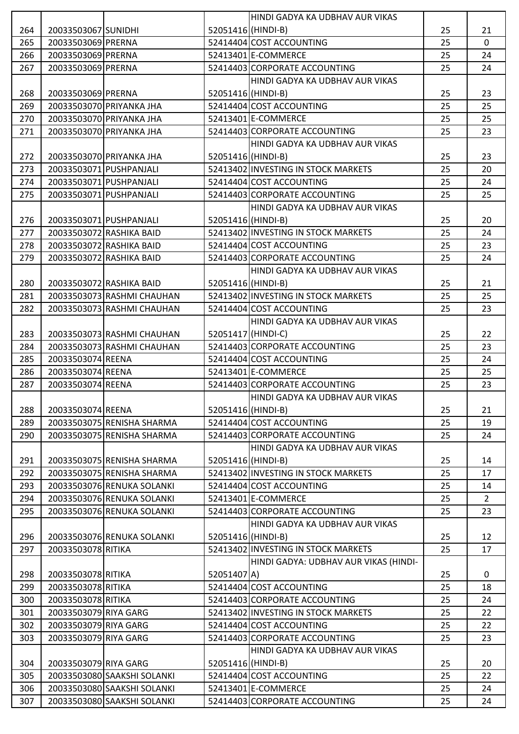| 264 | 20033503067 | SUNIDHI | 52051416 | HINDI GADYA KA UDBHAV AUR VIKAS (HINDI-B) | 25 | 21 |
|---|---|---|---|---|---|---|
| 265 | 20033503069 | PRERNA | 52414404 | COST ACCOUNTING | 25 | 0 |
| 266 | 20033503069 | PRERNA | 52413401 | E-COMMERCE | 25 | 24 |
| 267 | 20033503069 | PRERNA | 52414403 | CORPORATE ACCOUNTING | 25 | 24 |
| 268 | 20033503069 | PRERNA | 52051416 | HINDI GADYA KA UDBHAV AUR VIKAS (HINDI-B) | 25 | 23 |
| 269 | 20033503070 | PRIYANKA JHA | 52414404 | COST ACCOUNTING | 25 | 25 |
| 270 | 20033503070 | PRIYANKA JHA | 52413401 | E-COMMERCE | 25 | 25 |
| 271 | 20033503070 | PRIYANKA JHA | 52414403 | CORPORATE ACCOUNTING | 25 | 23 |
| 272 | 20033503070 | PRIYANKA JHA | 52051416 | HINDI GADYA KA UDBHAV AUR VIKAS (HINDI-B) | 25 | 23 |
| 273 | 20033503071 | PUSHPANJALI | 52413402 | INVESTING IN STOCK MARKETS | 25 | 20 |
| 274 | 20033503071 | PUSHPANJALI | 52414404 | COST ACCOUNTING | 25 | 24 |
| 275 | 20033503071 | PUSHPANJALI | 52414403 | CORPORATE ACCOUNTING | 25 | 25 |
| 276 | 20033503071 | PUSHPANJALI | 52051416 | HINDI GADYA KA UDBHAV AUR VIKAS (HINDI-B) | 25 | 20 |
| 277 | 20033503072 | RASHIKA BAID | 52413402 | INVESTING IN STOCK MARKETS | 25 | 24 |
| 278 | 20033503072 | RASHIKA BAID | 52414404 | COST ACCOUNTING | 25 | 23 |
| 279 | 20033503072 | RASHIKA BAID | 52414403 | CORPORATE ACCOUNTING | 25 | 24 |
| 280 | 20033503072 | RASHIKA BAID | 52051416 | HINDI GADYA KA UDBHAV AUR VIKAS (HINDI-B) | 25 | 21 |
| 281 | 20033503073 | RASHMI CHAUHAN | 52413402 | INVESTING IN STOCK MARKETS | 25 | 25 |
| 282 | 20033503073 | RASHMI CHAUHAN | 52414404 | COST ACCOUNTING | 25 | 23 |
| 283 | 20033503073 | RASHMI CHAUHAN | 52051417 | HINDI GADYA KA UDBHAV AUR VIKAS (HINDI-C) | 25 | 22 |
| 284 | 20033503073 | RASHMI CHAUHAN | 52414403 | CORPORATE ACCOUNTING | 25 | 23 |
| 285 | 20033503074 | REENA | 52414404 | COST ACCOUNTING | 25 | 24 |
| 286 | 20033503074 | REENA | 52413401 | E-COMMERCE | 25 | 25 |
| 287 | 20033503074 | REENA | 52414403 | CORPORATE ACCOUNTING | 25 | 23 |
| 288 | 20033503074 | REENA | 52051416 | HINDI GADYA KA UDBHAV AUR VIKAS (HINDI-B) | 25 | 21 |
| 289 | 20033503075 | RENISHA SHARMA | 52414404 | COST ACCOUNTING | 25 | 19 |
| 290 | 20033503075 | RENISHA SHARMA | 52414403 | CORPORATE ACCOUNTING | 25 | 24 |
| 291 | 20033503075 | RENISHA SHARMA | 52051416 | HINDI GADYA KA UDBHAV AUR VIKAS (HINDI-B) | 25 | 14 |
| 292 | 20033503075 | RENISHA SHARMA | 52413402 | INVESTING IN STOCK MARKETS | 25 | 17 |
| 293 | 20033503076 | RENUKA SOLANKI | 52414404 | COST ACCOUNTING | 25 | 14 |
| 294 | 20033503076 | RENUKA SOLANKI | 52413401 | E-COMMERCE | 25 | 2 |
| 295 | 20033503076 | RENUKA SOLANKI | 52414403 | CORPORATE ACCOUNTING | 25 | 23 |
| 296 | 20033503076 | RENUKA SOLANKI | 52051416 | HINDI GADYA KA UDBHAV AUR VIKAS (HINDI-B) | 25 | 12 |
| 297 | 20033503078 | RITIKA | 52413402 | INVESTING IN STOCK MARKETS | 25 | 17 |
| 298 | 20033503078 | RITIKA | 52051407 | HINDI GADYA: UDBHAV AUR VIKAS (HINDI-A) | 25 | 0 |
| 299 | 20033503078 | RITIKA | 52414404 | COST ACCOUNTING | 25 | 18 |
| 300 | 20033503078 | RITIKA | 52414403 | CORPORATE ACCOUNTING | 25 | 24 |
| 301 | 20033503079 | RIYA GARG | 52413402 | INVESTING IN STOCK MARKETS | 25 | 22 |
| 302 | 20033503079 | RIYA GARG | 52414404 | COST ACCOUNTING | 25 | 22 |
| 303 | 20033503079 | RIYA GARG | 52414403 | CORPORATE ACCOUNTING | 25 | 23 |
| 304 | 20033503079 | RIYA GARG | 52051416 | HINDI GADYA KA UDBHAV AUR VIKAS (HINDI-B) | 25 | 20 |
| 305 | 20033503080 | SAAKSHI SOLANKI | 52414404 | COST ACCOUNTING | 25 | 22 |
| 306 | 20033503080 | SAAKSHI SOLANKI | 52413401 | E-COMMERCE | 25 | 24 |
| 307 | 20033503080 | SAAKSHI SOLANKI | 52414403 | CORPORATE ACCOUNTING | 25 | 24 |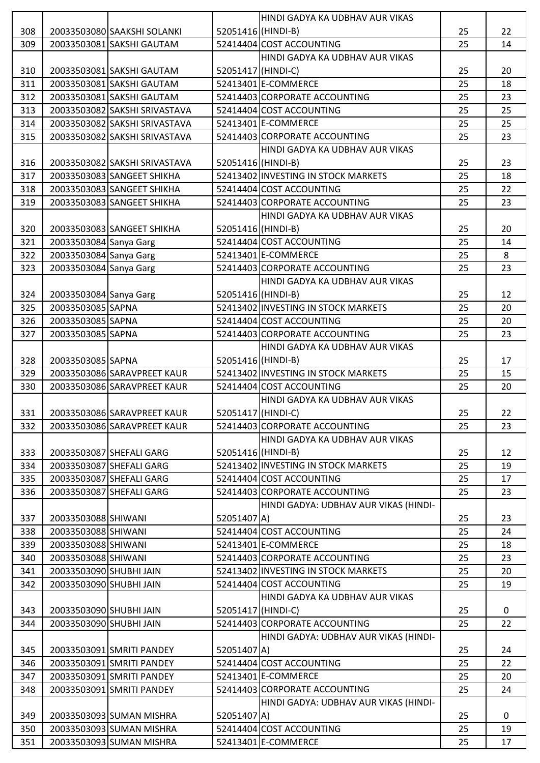| 308 | 20033503080 | SAAKSHI SOLANKI | 52051416 | HINDI GADYA KA UDBHAV AUR VIKAS (HINDI-B) | 25 | 22 |
|---|---|---|---|---|---|---|
| 309 | 20033503081 | SAKSHI GAUTAM | 52414404 | COST ACCOUNTING | 25 | 14 |
| 310 | 20033503081 | SAKSHI GAUTAM | 52051417 | HINDI GADYA KA UDBHAV AUR VIKAS (HINDI-C) | 25 | 20 |
| 311 | 20033503081 | SAKSHI GAUTAM | 52413401 | E-COMMERCE | 25 | 18 |
| 312 | 20033503081 | SAKSHI GAUTAM | 52414403 | CORPORATE ACCOUNTING | 25 | 23 |
| 313 | 20033503082 | SAKSHI SRIVASTAVA | 52414404 | COST ACCOUNTING | 25 | 25 |
| 314 | 20033503082 | SAKSHI SRIVASTAVA | 52413401 | E-COMMERCE | 25 | 25 |
| 315 | 20033503082 | SAKSHI SRIVASTAVA | 52414403 | CORPORATE ACCOUNTING | 25 | 23 |
| 316 | 20033503082 | SAKSHI SRIVASTAVA | 52051416 | HINDI GADYA KA UDBHAV AUR VIKAS (HINDI-B) | 25 | 23 |
| 317 | 20033503083 | SANGEET SHIKHA | 52413402 | INVESTING IN STOCK MARKETS | 25 | 18 |
| 318 | 20033503083 | SANGEET SHIKHA | 52414404 | COST ACCOUNTING | 25 | 22 |
| 319 | 20033503083 | SANGEET SHIKHA | 52414403 | CORPORATE ACCOUNTING | 25 | 23 |
| 320 | 20033503083 | SANGEET SHIKHA | 52051416 | HINDI GADYA KA UDBHAV AUR VIKAS (HINDI-B) | 25 | 20 |
| 321 | 20033503084 | Sanya Garg | 52414404 | COST ACCOUNTING | 25 | 14 |
| 322 | 20033503084 | Sanya Garg | 52413401 | E-COMMERCE | 25 | 8 |
| 323 | 20033503084 | Sanya Garg | 52414403 | CORPORATE ACCOUNTING | 25 | 23 |
| 324 | 20033503084 | Sanya Garg | 52051416 | HINDI GADYA KA UDBHAV AUR VIKAS (HINDI-B) | 25 | 12 |
| 325 | 20033503085 | SAPNA | 52413402 | INVESTING IN STOCK MARKETS | 25 | 20 |
| 326 | 20033503085 | SAPNA | 52414404 | COST ACCOUNTING | 25 | 20 |
| 327 | 20033503085 | SAPNA | 52414403 | CORPORATE ACCOUNTING | 25 | 23 |
| 328 | 20033503085 | SAPNA | 52051416 | HINDI GADYA KA UDBHAV AUR VIKAS (HINDI-B) | 25 | 17 |
| 329 | 20033503086 | SARAVPREET KAUR | 52413402 | INVESTING IN STOCK MARKETS | 25 | 15 |
| 330 | 20033503086 | SARAVPREET KAUR | 52414404 | COST ACCOUNTING | 25 | 20 |
| 331 | 20033503086 | SARAVPREET KAUR | 52051417 | HINDI GADYA KA UDBHAV AUR VIKAS (HINDI-C) | 25 | 22 |
| 332 | 20033503086 | SARAVPREET KAUR | 52414403 | CORPORATE ACCOUNTING | 25 | 23 |
| 333 | 20033503087 | SHEFALI GARG | 52051416 | HINDI GADYA KA UDBHAV AUR VIKAS (HINDI-B) | 25 | 12 |
| 334 | 20033503087 | SHEFALI GARG | 52413402 | INVESTING IN STOCK MARKETS | 25 | 19 |
| 335 | 20033503087 | SHEFALI GARG | 52414404 | COST ACCOUNTING | 25 | 17 |
| 336 | 20033503087 | SHEFALI GARG | 52414403 | CORPORATE ACCOUNTING | 25 | 23 |
| 337 | 20033503088 | SHIWANI | 52051407 | HINDI GADYA: UDBHAV AUR VIKAS (HINDI-A) | 25 | 23 |
| 338 | 20033503088 | SHIWANI | 52414404 | COST ACCOUNTING | 25 | 24 |
| 339 | 20033503088 | SHIWANI | 52413401 | E-COMMERCE | 25 | 18 |
| 340 | 20033503088 | SHIWANI | 52414403 | CORPORATE ACCOUNTING | 25 | 23 |
| 341 | 20033503090 | SHUBHI JAIN | 52413402 | INVESTING IN STOCK MARKETS | 25 | 20 |
| 342 | 20033503090 | SHUBHI JAIN | 52414404 | COST ACCOUNTING | 25 | 19 |
| 343 | 20033503090 | SHUBHI JAIN | 52051417 | HINDI GADYA KA UDBHAV AUR VIKAS (HINDI-C) | 25 | 0 |
| 344 | 20033503090 | SHUBHI JAIN | 52414403 | CORPORATE ACCOUNTING | 25 | 22 |
| 345 | 20033503091 | SMRITI PANDEY | 52051407 | HINDI GADYA: UDBHAV AUR VIKAS (HINDI-A) | 25 | 24 |
| 346 | 20033503091 | SMRITI PANDEY | 52414404 | COST ACCOUNTING | 25 | 22 |
| 347 | 20033503091 | SMRITI PANDEY | 52413401 | E-COMMERCE | 25 | 20 |
| 348 | 20033503091 | SMRITI PANDEY | 52414403 | CORPORATE ACCOUNTING | 25 | 24 |
| 349 | 20033503093 | SUMAN MISHRA | 52051407 | HINDI GADYA: UDBHAV AUR VIKAS (HINDI-A) | 25 | 0 |
| 350 | 20033503093 | SUMAN MISHRA | 52414404 | COST ACCOUNTING | 25 | 19 |
| 351 | 20033503093 | SUMAN MISHRA | 52413401 | E-COMMERCE | 25 | 17 |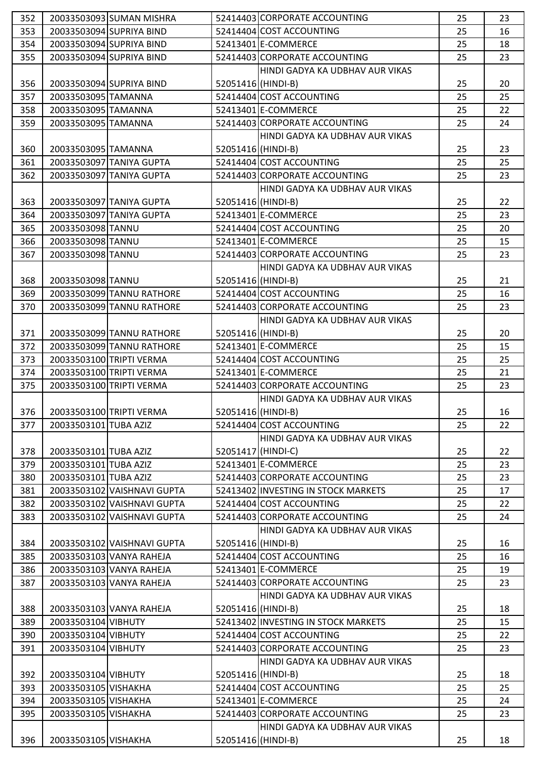| 352 | 20033503093 | SUMAN MISHRA | 52414403 | CORPORATE ACCOUNTING | 25 | 23 |
|---|---|---|---|---|---|---|
| 353 | 20033503094 | SUPRIYA BIND | 52414404 | COST ACCOUNTING | 25 | 16 |
| 354 | 20033503094 | SUPRIYA BIND | 52413401 | E-COMMERCE | 25 | 18 |
| 355 | 20033503094 | SUPRIYA BIND | 52414403 | CORPORATE ACCOUNTING | 25 | 23 |
| 356 | 20033503094 | SUPRIYA BIND | 52051416 | HINDI GADYA KA UDBHAV AUR VIKAS (HINDI-B) | 25 | 20 |
| 357 | 20033503095 | TAMANNA | 52414404 | COST ACCOUNTING | 25 | 25 |
| 358 | 20033503095 | TAMANNA | 52413401 | E-COMMERCE | 25 | 22 |
| 359 | 20033503095 | TAMANNA | 52414403 | CORPORATE ACCOUNTING | 25 | 24 |
| 360 | 20033503095 | TAMANNA | 52051416 | HINDI GADYA KA UDBHAV AUR VIKAS (HINDI-B) | 25 | 23 |
| 361 | 20033503097 | TANIYA GUPTA | 52414404 | COST ACCOUNTING | 25 | 25 |
| 362 | 20033503097 | TANIYA GUPTA | 52414403 | CORPORATE ACCOUNTING | 25 | 23 |
| 363 | 20033503097 | TANIYA GUPTA | 52051416 | HINDI GADYA KA UDBHAV AUR VIKAS (HINDI-B) | 25 | 22 |
| 364 | 20033503097 | TANIYA GUPTA | 52413401 | E-COMMERCE | 25 | 23 |
| 365 | 20033503098 | TANNU | 52414404 | COST ACCOUNTING | 25 | 20 |
| 366 | 20033503098 | TANNU | 52413401 | E-COMMERCE | 25 | 15 |
| 367 | 20033503098 | TANNU | 52414403 | CORPORATE ACCOUNTING | 25 | 23 |
| 368 | 20033503098 | TANNU | 52051416 | HINDI GADYA KA UDBHAV AUR VIKAS (HINDI-B) | 25 | 21 |
| 369 | 20033503099 | TANNU RATHORE | 52414404 | COST ACCOUNTING | 25 | 16 |
| 370 | 20033503099 | TANNU RATHORE | 52414403 | CORPORATE ACCOUNTING | 25 | 23 |
| 371 | 20033503099 | TANNU RATHORE | 52051416 | HINDI GADYA KA UDBHAV AUR VIKAS (HINDI-B) | 25 | 20 |
| 372 | 20033503099 | TANNU RATHORE | 52413401 | E-COMMERCE | 25 | 15 |
| 373 | 20033503100 | TRIPTI VERMA | 52414404 | COST ACCOUNTING | 25 | 25 |
| 374 | 20033503100 | TRIPTI VERMA | 52413401 | E-COMMERCE | 25 | 21 |
| 375 | 20033503100 | TRIPTI VERMA | 52414403 | CORPORATE ACCOUNTING | 25 | 23 |
| 376 | 20033503100 | TRIPTI VERMA | 52051416 | HINDI GADYA KA UDBHAV AUR VIKAS (HINDI-B) | 25 | 16 |
| 377 | 20033503101 | TUBA AZIZ | 52414404 | COST ACCOUNTING | 25 | 22 |
| 378 | 20033503101 | TUBA AZIZ | 52051417 | HINDI GADYA KA UDBHAV AUR VIKAS (HINDI-C) | 25 | 22 |
| 379 | 20033503101 | TUBA AZIZ | 52413401 | E-COMMERCE | 25 | 23 |
| 380 | 20033503101 | TUBA AZIZ | 52414403 | CORPORATE ACCOUNTING | 25 | 23 |
| 381 | 20033503102 | VAISHNAVI GUPTA | 52413402 | INVESTING IN STOCK MARKETS | 25 | 17 |
| 382 | 20033503102 | VAISHNAVI GUPTA | 52414404 | COST ACCOUNTING | 25 | 22 |
| 383 | 20033503102 | VAISHNAVI GUPTA | 52414403 | CORPORATE ACCOUNTING | 25 | 24 |
| 384 | 20033503102 | VAISHNAVI GUPTA | 52051416 | HINDI GADYA KA UDBHAV AUR VIKAS (HINDI-B) | 25 | 16 |
| 385 | 20033503103 | VANYA RAHEJA | 52414404 | COST ACCOUNTING | 25 | 16 |
| 386 | 20033503103 | VANYA RAHEJA | 52413401 | E-COMMERCE | 25 | 19 |
| 387 | 20033503103 | VANYA RAHEJA | 52414403 | CORPORATE ACCOUNTING | 25 | 23 |
| 388 | 20033503103 | VANYA RAHEJA | 52051416 | HINDI GADYA KA UDBHAV AUR VIKAS (HINDI-B) | 25 | 18 |
| 389 | 20033503104 | VIBHUTY | 52413402 | INVESTING IN STOCK MARKETS | 25 | 15 |
| 390 | 20033503104 | VIBHUTY | 52414404 | COST ACCOUNTING | 25 | 22 |
| 391 | 20033503104 | VIBHUTY | 52414403 | CORPORATE ACCOUNTING | 25 | 23 |
| 392 | 20033503104 | VIBHUTY | 52051416 | HINDI GADYA KA UDBHAV AUR VIKAS (HINDI-B) | 25 | 18 |
| 393 | 20033503105 | VISHAKHA | 52414404 | COST ACCOUNTING | 25 | 25 |
| 394 | 20033503105 | VISHAKHA | 52413401 | E-COMMERCE | 25 | 24 |
| 395 | 20033503105 | VISHAKHA | 52414403 | CORPORATE ACCOUNTING | 25 | 23 |
| 396 | 20033503105 | VISHAKHA | 52051416 | HINDI GADYA KA UDBHAV AUR VIKAS (HINDI-B) | 25 | 18 |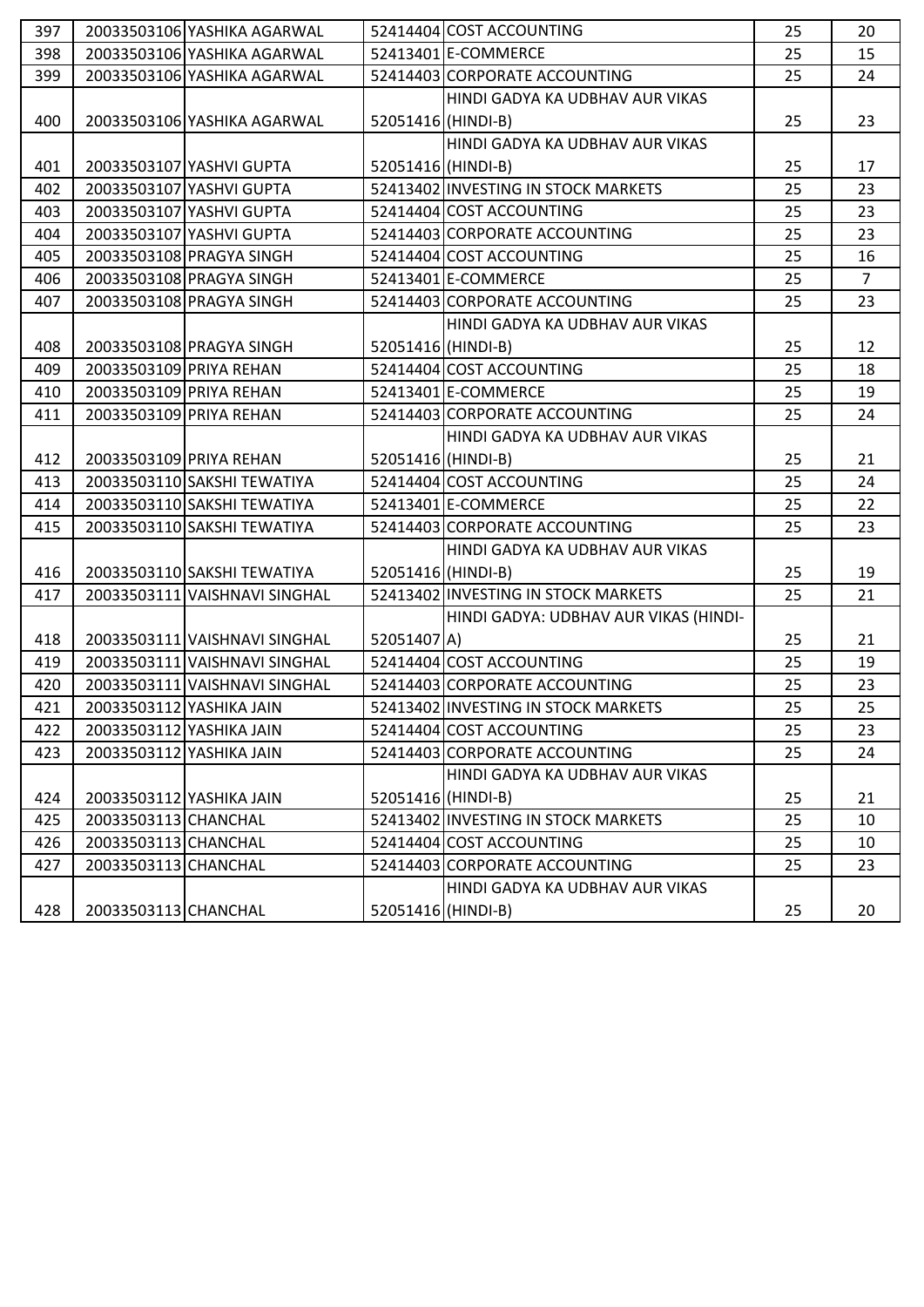| | | | | | | |
|---|---|---|---|---|---|---|
| 397 | 20033503106 | YASHIKA AGARWAL | 52414404 | COST ACCOUNTING | 25 | 20 |
| 398 | 20033503106 | YASHIKA AGARWAL | 52413401 | E-COMMERCE | 25 | 15 |
| 399 | 20033503106 | YASHIKA AGARWAL | 52414403 | CORPORATE ACCOUNTING | 25 | 24 |
| 400 | 20033503106 | YASHIKA AGARWAL | 52051416 | HINDI GADYA KA UDBHAV AUR VIKAS (HINDI-B) | 25 | 23 |
| 401 | 20033503107 | YASHVI GUPTA | 52051416 | HINDI GADYA KA UDBHAV AUR VIKAS (HINDI-B) | 25 | 17 |
| 402 | 20033503107 | YASHVI GUPTA | 52413402 | INVESTING IN STOCK MARKETS | 25 | 23 |
| 403 | 20033503107 | YASHVI GUPTA | 52414404 | COST ACCOUNTING | 25 | 23 |
| 404 | 20033503107 | YASHVI GUPTA | 52414403 | CORPORATE ACCOUNTING | 25 | 23 |
| 405 | 20033503108 | PRAGYA SINGH | 52414404 | COST ACCOUNTING | 25 | 16 |
| 406 | 20033503108 | PRAGYA SINGH | 52413401 | E-COMMERCE | 25 | 7 |
| 407 | 20033503108 | PRAGYA SINGH | 52414403 | CORPORATE ACCOUNTING | 25 | 23 |
| 408 | 20033503108 | PRAGYA SINGH | 52051416 | HINDI GADYA KA UDBHAV AUR VIKAS (HINDI-B) | 25 | 12 |
| 409 | 20033503109 | PRIYA REHAN | 52414404 | COST ACCOUNTING | 25 | 18 |
| 410 | 20033503109 | PRIYA REHAN | 52413401 | E-COMMERCE | 25 | 19 |
| 411 | 20033503109 | PRIYA REHAN | 52414403 | CORPORATE ACCOUNTING | 25 | 24 |
| 412 | 20033503109 | PRIYA REHAN | 52051416 | HINDI GADYA KA UDBHAV AUR VIKAS (HINDI-B) | 25 | 21 |
| 413 | 20033503110 | SAKSHI TEWATIYA | 52414404 | COST ACCOUNTING | 25 | 24 |
| 414 | 20033503110 | SAKSHI TEWATIYA | 52413401 | E-COMMERCE | 25 | 22 |
| 415 | 20033503110 | SAKSHI TEWATIYA | 52414403 | CORPORATE ACCOUNTING | 25 | 23 |
| 416 | 20033503110 | SAKSHI TEWATIYA | 52051416 | HINDI GADYA KA UDBHAV AUR VIKAS (HINDI-B) | 25 | 19 |
| 417 | 20033503111 | VAISHNAVI SINGHAL | 52413402 | INVESTING IN STOCK MARKETS | 25 | 21 |
| 418 | 20033503111 | VAISHNAVI SINGHAL | 52051407 | HINDI GADYA: UDBHAV AUR VIKAS (HINDI-A) | 25 | 21 |
| 419 | 20033503111 | VAISHNAVI SINGHAL | 52414404 | COST ACCOUNTING | 25 | 19 |
| 420 | 20033503111 | VAISHNAVI SINGHAL | 52414403 | CORPORATE ACCOUNTING | 25 | 23 |
| 421 | 20033503112 | YASHIKA JAIN | 52413402 | INVESTING IN STOCK MARKETS | 25 | 25 |
| 422 | 20033503112 | YASHIKA JAIN | 52414404 | COST ACCOUNTING | 25 | 23 |
| 423 | 20033503112 | YASHIKA JAIN | 52414403 | CORPORATE ACCOUNTING | 25 | 24 |
| 424 | 20033503112 | YASHIKA JAIN | 52051416 | HINDI GADYA KA UDBHAV AUR VIKAS (HINDI-B) | 25 | 21 |
| 425 | 20033503113 | CHANCHAL | 52413402 | INVESTING IN STOCK MARKETS | 25 | 10 |
| 426 | 20033503113 | CHANCHAL | 52414404 | COST ACCOUNTING | 25 | 10 |
| 427 | 20033503113 | CHANCHAL | 52414403 | CORPORATE ACCOUNTING | 25 | 23 |
| 428 | 20033503113 | CHANCHAL | 52051416 | HINDI GADYA KA UDBHAV AUR VIKAS (HINDI-B) | 25 | 20 |